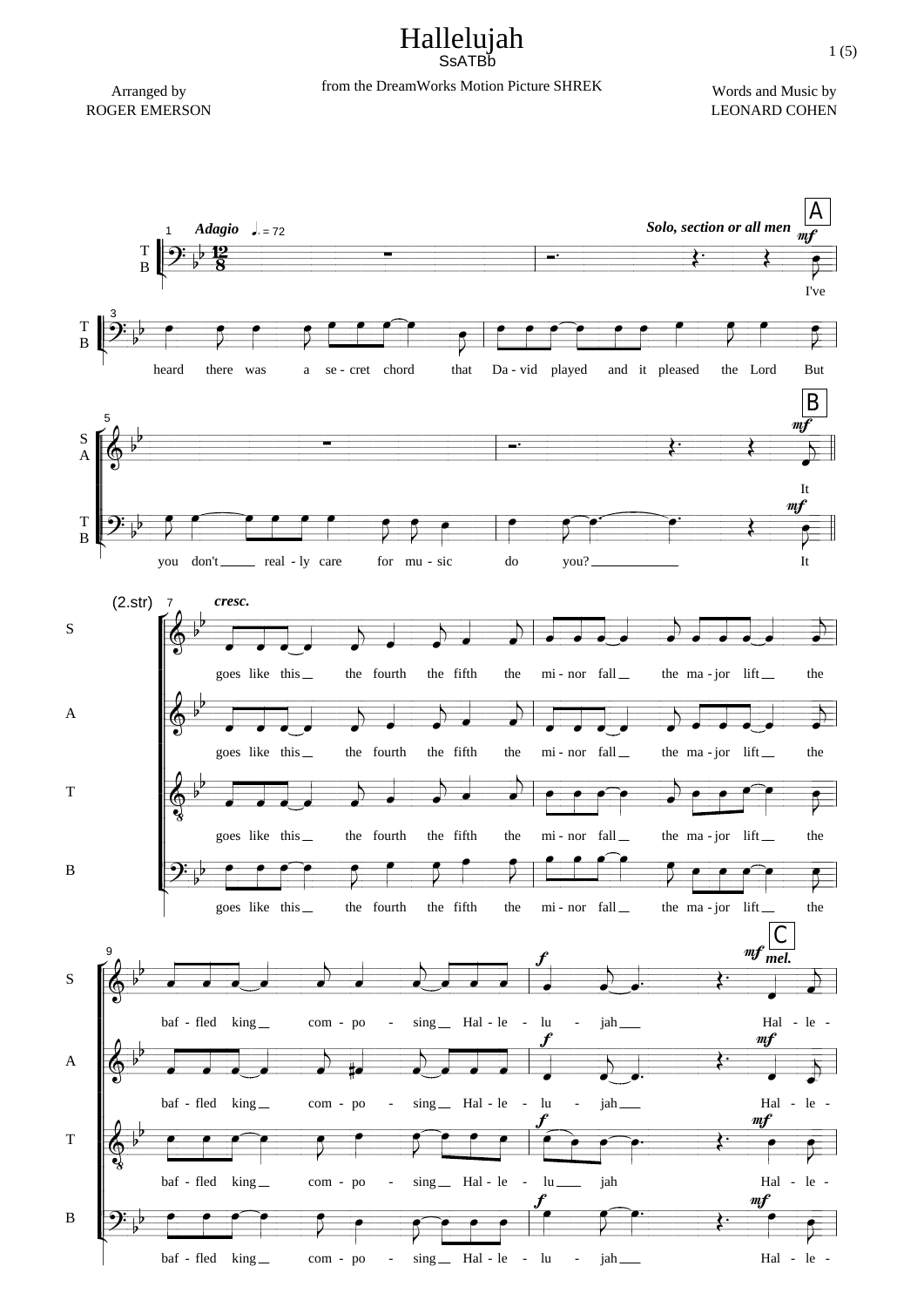# Hallelujah

SsATBb

from the DreamWorks Motion Picture SHREK

Arranged by
ROGER EMERSON

Words and Music by
LEONARD COHEN

*Adagio* ♩. = 72

*Solo, section or all men* *mf*

I've heard there was a se - cret chord that Da - vid played and it pleased the Lord But you don't real - ly care for mu - sic do you?

*mf* It

(2.str) *cresc.*

goes like this the fourth the fifth the mi - nor fall the ma - jor lift the baf - fled king com - po - sing Hal - le - lu - jah

*f*

*mf* *mel.*

Hal - le -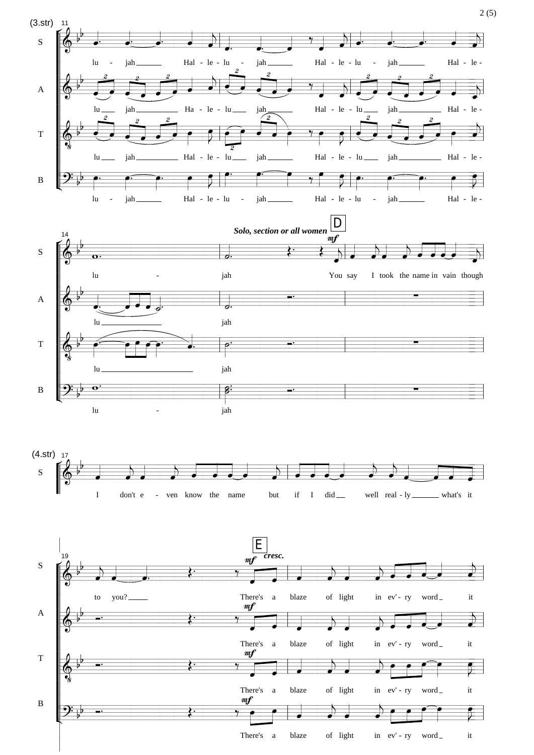(3.str) 11

S: lu - jah Hal - le - lu - jah Hal - le - lu - jah Hal - le -

A: lu jah Ha - le - lu jah Hal - le - lu jah Hal - le -

T: lu jah Hal - le - lu jah Hal - le - lu jah Hal - le -

B: lu - jah Hal - le - lu - jah Hal - le - lu - jah Hal - le -

14

*Solo, section or all women* **D** *mf*

S: lu - jah You say I took the name in vain though

A: lu jah

T: lu jah

B: lu - jah

(4.str) 17

S: I don't e - ven know the name but if I did well real - ly what's it

19

**E** *mf* *cresc.*

S: to you? There's a blaze of light in ev' - ry word it

A: *mf* There's a blaze of light in ev' - ry word it

T: *mf* There's a blaze of light in ev' - ry word it

B: *mf* There's a blaze of light in ev' - ry word it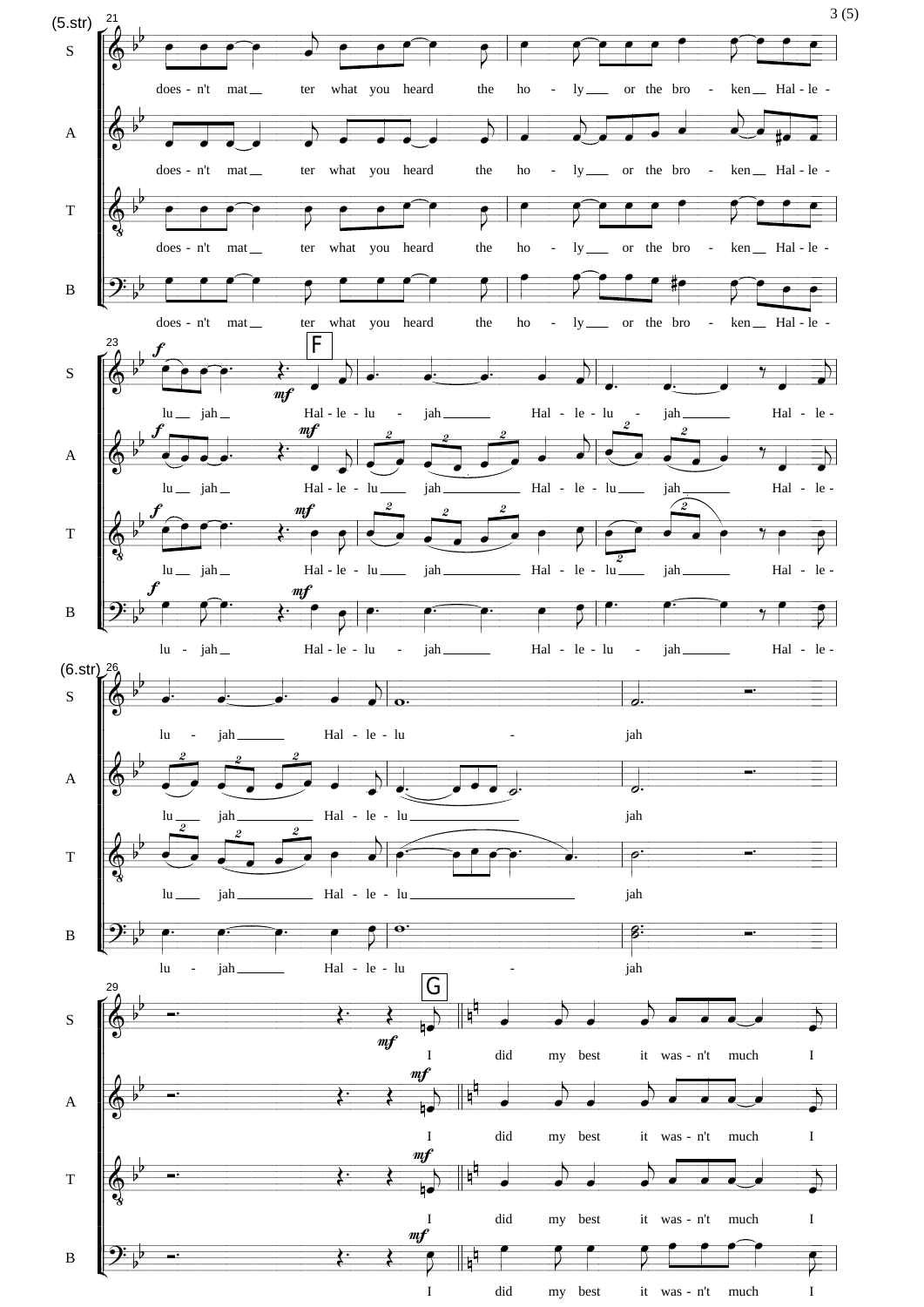(5.str)

S: does - n't mat — ter what you heard the ho - ly — or the bro - ken — Hal - le -

A: does - n't mat — ter what you heard the ho - ly — or the bro - ken — Hal - le -

T: does - n't mat — ter what you heard the ho - ly — or the bro - ken — Hal - le -

B: does - n't mat — ter what you heard the ho - ly — or the bro - ken — Hal - le -

**F**

S: *f* lu — jah — *mf* Hal - le - lu - jah Hal - le - lu - jah Hal - le -

A: *f* lu — jah — *mf* Hal - le - lu — jah Hal - le - lu — jah Hal - le -

T: *f* lu — jah — *mf* Hal - le - lu — jah Hal - le - lu — jah Hal - le -

B: *f* lu - jah — *mf* Hal - le - lu - jah Hal - le - lu - jah Hal - le -

(6.str)

S: lu - jah Hal - le - lu - jah

A: lu — jah Hal - le - lu jah

T: lu — jah Hal - le - lu jah

B: lu - jah Hal - le - lu - jah

**G**

S: *mf* I did my best it was - n't much I

A: *mf* I did my best it was - n't much I

T: *mf* I did my best it was - n't much I

B: *mf* I did my best it was - n't much I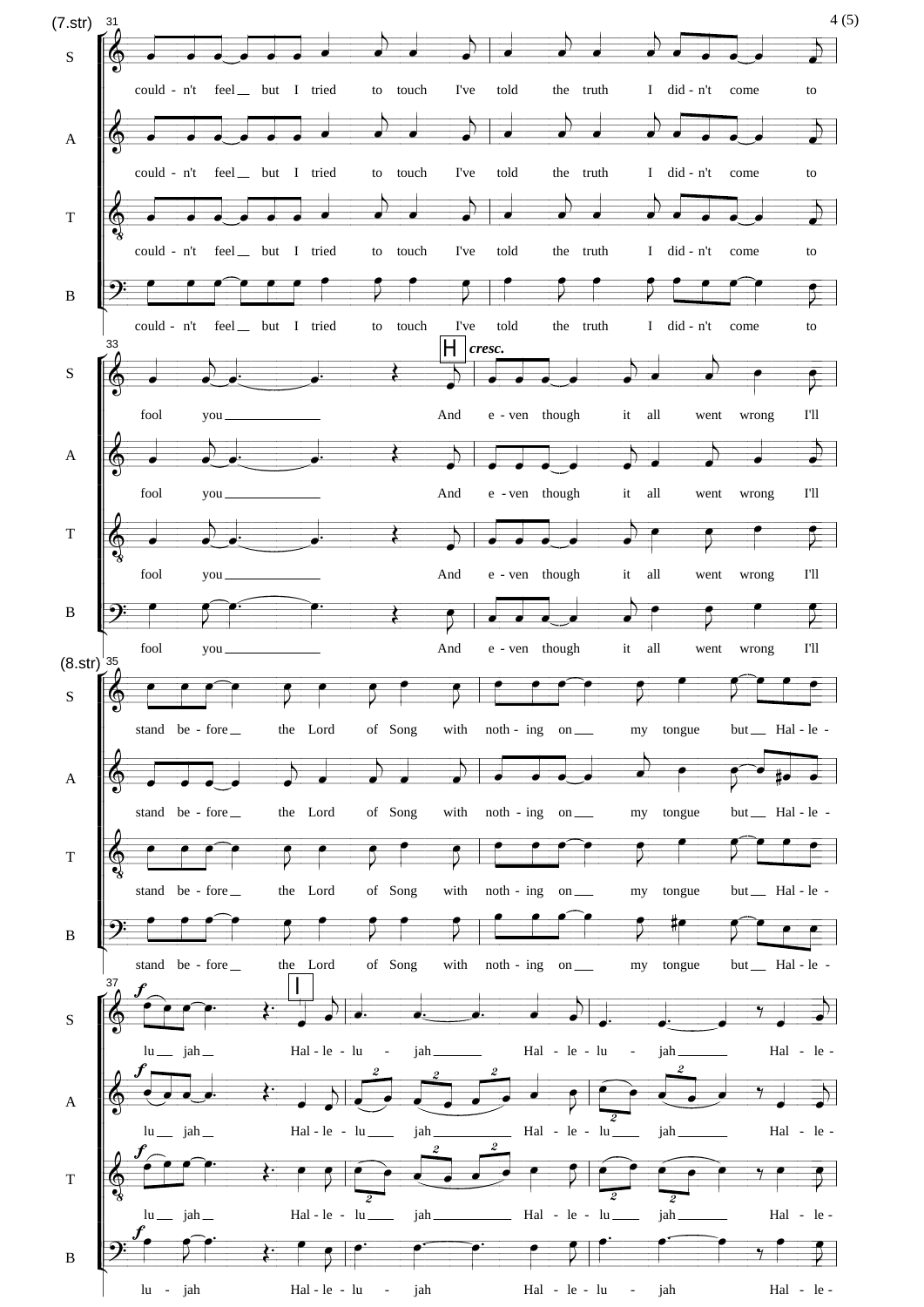(7.str)

could - n't feel__ but I tried to touch I've told the truth I did - n't come to

fool you____________ And e - ven though it all went wrong I'll

**H** *cresc.*

(8.str)

stand be - fore__ the Lord of Song with noth - ing on___ my tongue but__ Hal - le -

**I**

*f*

lu__ jah__ Hal - le - lu - jah________ Hal - le - lu - jah________ Hal - le -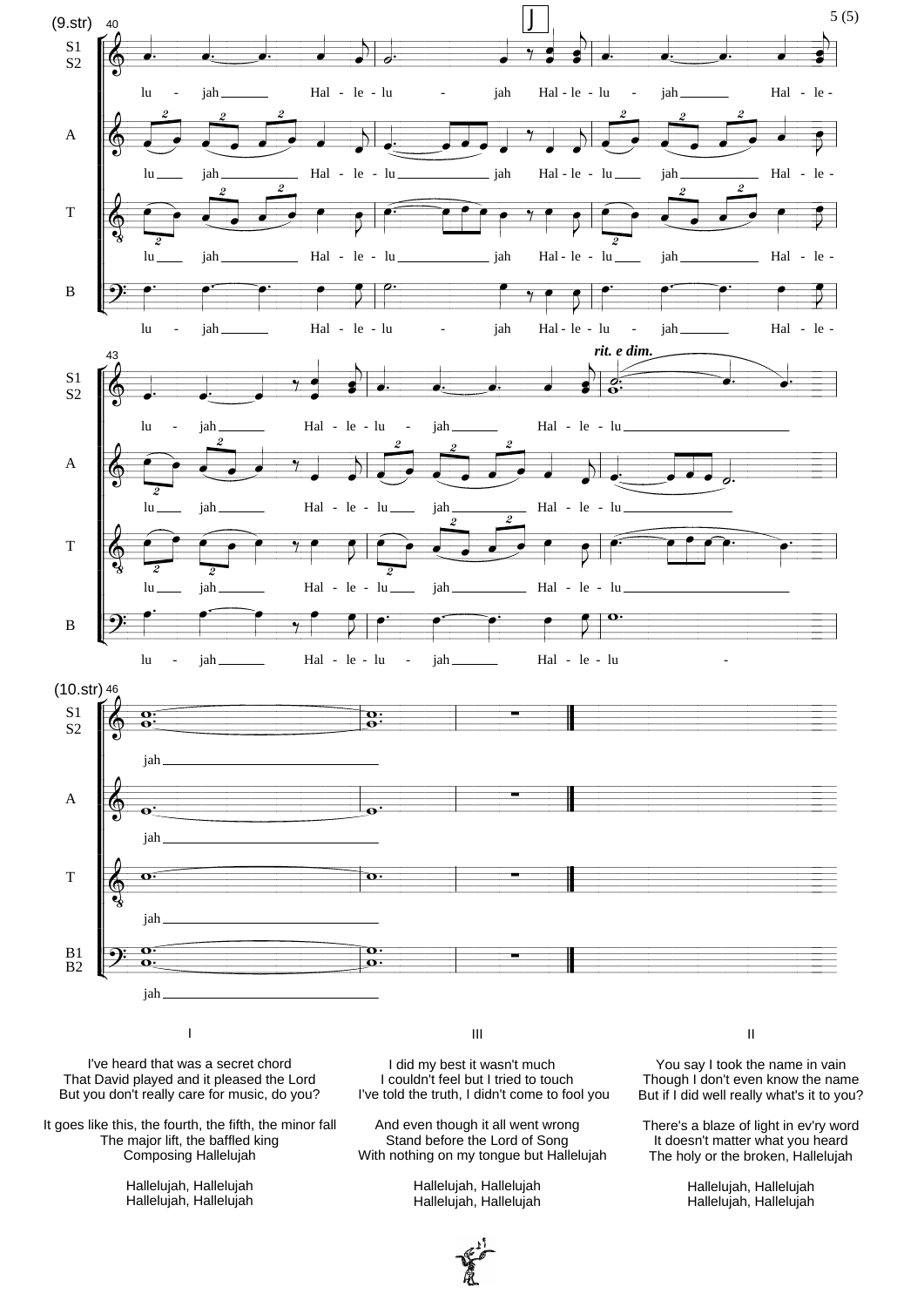I

I've heard that was a secret chord
That David played and it pleased the Lord
But you don't really care for music, do you?

It goes like this, the fourth, the fifth, the minor fall
The major lift, the baffled king
Composing Hallelujah

Hallelujah, Hallelujah
Hallelujah, Hallelujah

III

I did my best it wasn't much
I couldn't feel but I tried to touch
I've told the truth, I didn't come to fool you

And even though it all went wrong
Stand before the Lord of Song
With nothing on my tongue but Hallelujah

Hallelujah, Hallelujah
Hallelujah, Hallelujah

II

You say I took the name in vain
Though I don't even know the name
But if I did well really what's it to you?

There's a blaze of light in ev'ry word
It doesn't matter what you heard
The holy or the broken, Hallelujah

Hallelujah, Hallelujah
Hallelujah, Hallelujah